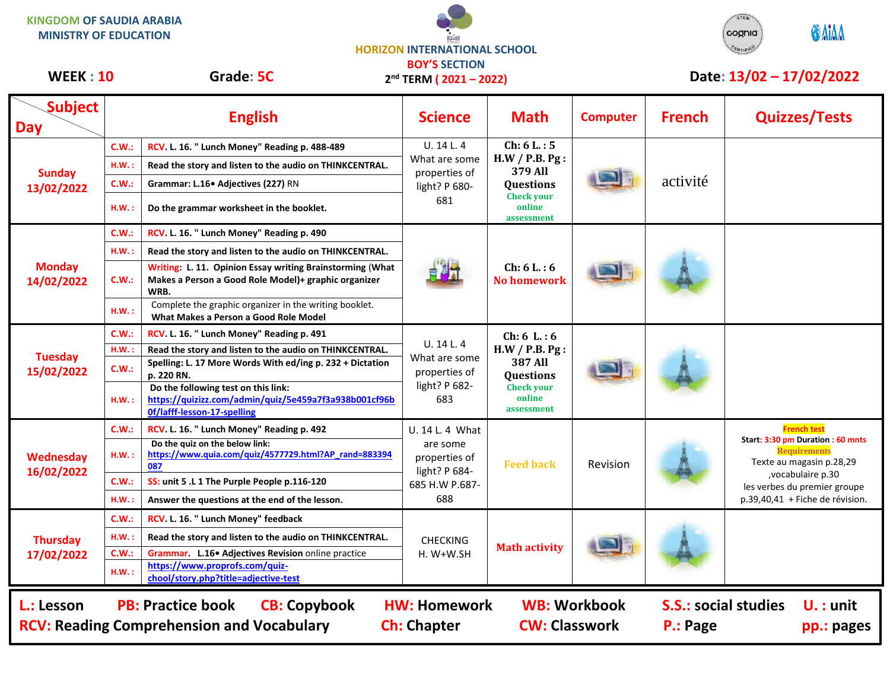KINGDOM OF SAUDIA ARABIA
MINISTRY OF EDUCATION

HORIZON INTERNATIONAL SCHOOL
BOY'S SECTION
2nd TERM ( 2021 – 2022)

**WEEK : 10** **Grade: 5C** **Date: 13/02 – 17/02/2022**

| Day \ Subject | | English | Science | Math | Computer | French | Quizzes/Tests |
|---|---|---|---|---|---|---|---|
| Sunday 13/02/2022 | C.W.: | RCV. L. 16. " Lunch Money" Reading p. 488-489 | U. 14 L. 4 What are some properties of light? P 680-681 | Ch: 6 L. : 5 H.W / P.B. Pg : 379 All Questions Check your online assessment | | activité | |
| | H.W. : | Read the story and listen to the audio on THINKCENTRAL. | | | | | |
| | C.W.: | Grammar: L.16• Adjectives (227) RN | | | | | |
| | H.W. : | Do the grammar worksheet in the booklet. | | | | | |
| Monday 14/02/2022 | C.W.: | RCV. L. 16. " Lunch Money" Reading p. 490 | | Ch: 6 L. : 6 No homework | | | |
| | H.W. : | Read the story and listen to the audio on THINKCENTRAL. | | | | | |
| | C.W.: | Writing: L. 11. Opinion Essay writing Brainstorming (What Makes a Person a Good Role Model)+ graphic organizer WRB. | | | | | |
| | H.W. : | Complete the graphic organizer in the writing booklet. What Makes a Person a Good Role Model | | | | | |
| Tuesday 15/02/2022 | C.W.: | RCV. L. 16. " Lunch Money" Reading p. 491 | U. 14 L. 4 What are some properties of light? P 682-683 | Ch: 6 L. : 6 H.W / P.B. Pg : 387 All Questions Check your online assessment | | | |
| | H.W. : | Read the story and listen to the audio on THINKCENTRAL. | | | | | |
| | C.W.: | Spelling: L. 17 More Words With ed/ing p. 232 + Dictation p. 220 RN. | | | | | |
| | H.W. : | Do the following test on this link: https://quizizz.com/admin/quiz/5e459a7f3a938b001cf96b0f/lafff-lesson-17-spelling | | | | | |
| Wednesday 16/02/2022 | C.W.: | RCV. L. 16. " Lunch Money" Reading p. 492 | U. 14 L. 4 What are some properties of light? P 684-685 H.W P.687-688 | Feed back | Revision | | French test Start: 3:30 pm Duration : 60 mnts Requirements Texte au magasin p.28,29 ,vocabulaire p.30 les verbes du premier groupe p.39,40,41 + Fiche de révision. |
| | H.W. : | Do the quiz on the below link: https://www.quia.com/quiz/4577729.html?AP_rand=883394087 | | | | | |
| | C.W.: | SS: unit 5 .L 1 The Purple People p.116-120 | | | | | |
| | H.W. : | Answer the questions at the end of the lesson. | | | | | |
| Thursday 17/02/2022 | C.W.: | RCV. L. 16. " Lunch Money" feedback | CHECKING H. W+W.SH | Math activity | | | |
| | H.W. : | Read the story and listen to the audio on THINKCENTRAL. | | | | | |
| | C.W.: | Grammar. L.16• Adjectives Revision online practice | | | | | |
| | H.W. : | https://www.proprofs.com/quiz-chool/story.php?title=adjective-test | | | | | |

**L.:** Lesson **PB:** Practice book **CB:** Copybook **HW:** Homework **WB:** Workbook **S.S.:** social studies **U. :** unit
**RCV:** Reading Comprehension and Vocabulary **Ch:** Chapter **CW:** Classwork **P.:** Page **pp.:** pages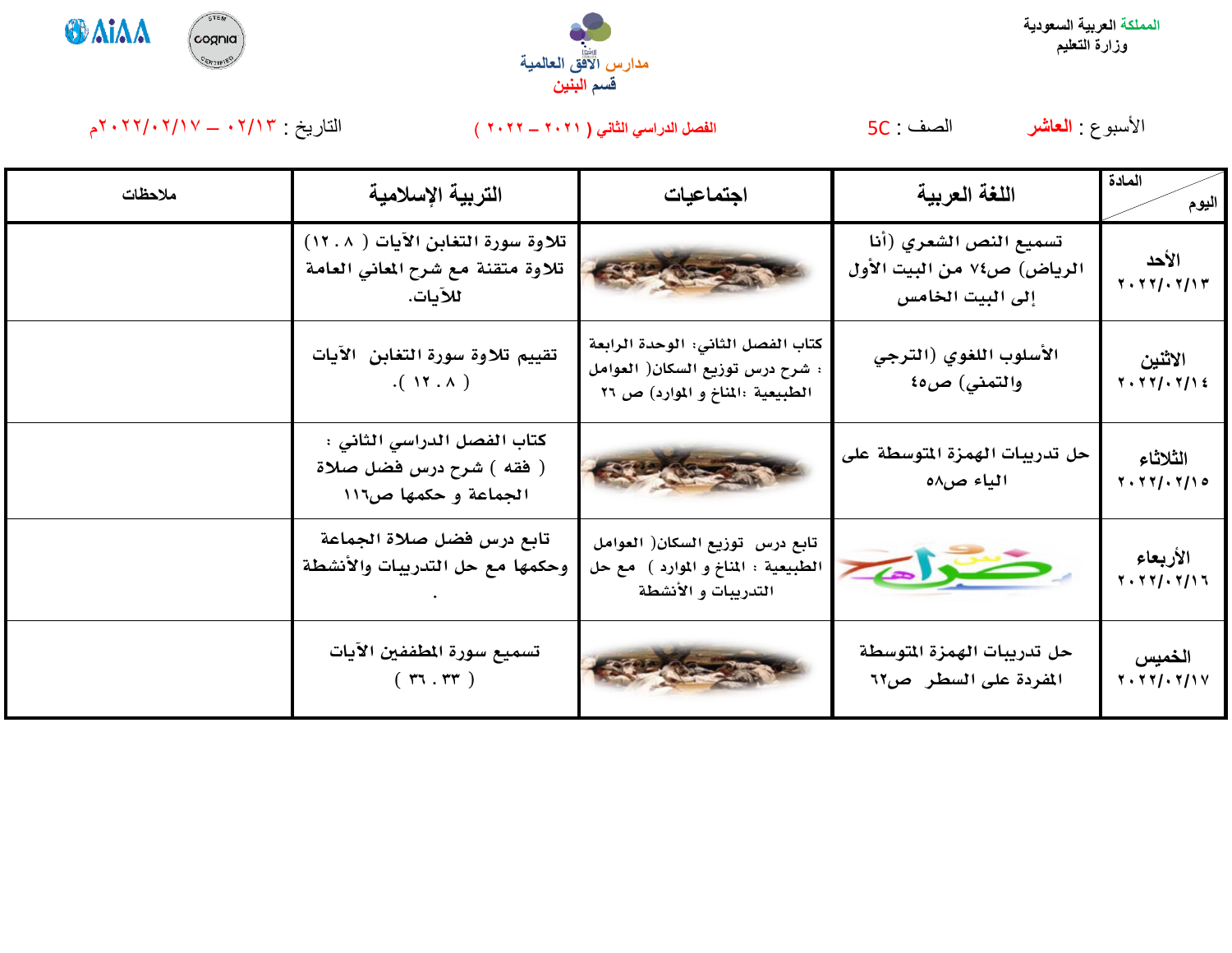المملكة العربية السعودية
وزارة التعليم

مدارس الأفق العالمية
قسم البنين

الأسبوع : العاشر | الصف : 5C | الفصل الدراسي الثاني ( ٢٠٢١ – ٢٠٢٢ ) | التاريخ : ٠٢/١٣ – ٢٠٢٢/٠٢/١٧م

| اليوم / المادة | اللغة العربية | اجتماعيات | التربية الإسلامية | ملاحظات |
|---|---|---|---|---|
| الأحد ٢٠٢٢/٠٢/١٣ | تسميع النص الشعري (أنا الرياض) ص٧٤ من البيت الأول إلى البيت الخامس | | تلاوة سورة التغابن الآيات ( ٨ . ١٢) تلاوة متقنة مع شرح المعاني العامة للآيات. | |
| الاثنين ٢٠٢٢/٠٢/١٤ | الأسلوب اللغوي (الترجي والتمني) ص٤٥ | كتاب الفصل الثاني: الوحدة الرابعة : شرح درس توزيع السكان( العوامل الطبيعية: المناخ و الموارد) ص ٢٦ | تقييم تلاوة سورة التغابن الآيات ( ٨ . ١٢ ). | |
| الثلاثاء ٢٠٢٢/٠٢/١٥ | حل تدريبات الهمزة المتوسطة على الياء ص٥٨ | | كتاب الفصل الدراسي الثاني : ( فقه ) شرح درس فضل صلاة الجماعة و حكمها ص١١٦ | |
| الأربعاء ٢٠٢٢/٠٢/١٦ | | تابع درس توزيع السكان( العوامل الطبيعية : المناخ و الموارد ) مع حل التدريبات و الأنشطة | تابع درس فضل صلاة الجماعة وحكمها مع حل التدريبات والأنشطة . | |
| الخميس ٢٠٢٢/٠٢/١٧ | حل تدريبات الهمزة المتوسطة المفردة على السطر ص٦٢ | | تسميع سورة المطففين الآيات ( ٣٣ . ٣٦ ) | |